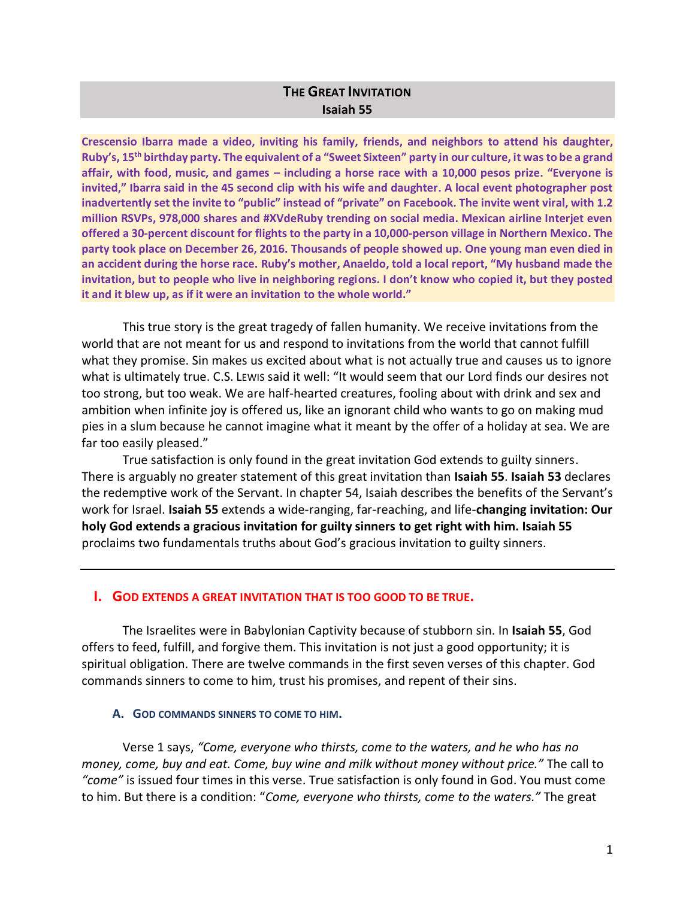# THE GREAT INVITATION
## Isaiah 55

**Crescensio Ibarra made a video, inviting his family, friends, and neighbors to attend his daughter, Ruby's, 15th birthday party. The equivalent of a "Sweet Sixteen" party in our culture, it was to be a grand affair, with food, music, and games – including a horse race with a 10,000 pesos prize. "Everyone is invited," Ibarra said in the 45 second clip with his wife and daughter. A local event photographer post inadvertently set the invite to "public" instead of "private" on Facebook. The invite went viral, with 1.2 million RSVPs, 978,000 shares and #XVdeRuby trending on social media. Mexican airline Interjet even offered a 30-percent discount for flights to the party in a 10,000-person village in Northern Mexico. The party took place on December 26, 2016. Thousands of people showed up. One young man even died in an accident during the horse race. Ruby's mother, Anaeldo, told a local report, "My husband made the invitation, but to people who live in neighboring regions. I don't know who copied it, but they posted it and it blew up, as if it were an invitation to the whole world."**

This true story is the great tragedy of fallen humanity. We receive invitations from the world that are not meant for us and respond to invitations from the world that cannot fulfill what they promise. Sin makes us excited about what is not actually true and causes us to ignore what is ultimately true. C.S. LEWIS said it well: "It would seem that our Lord finds our desires not too strong, but too weak. We are half-hearted creatures, fooling about with drink and sex and ambition when infinite joy is offered us, like an ignorant child who wants to go on making mud pies in a slum because he cannot imagine what it meant by the offer of a holiday at sea. We are far too easily pleased."

True satisfaction is only found in the great invitation God extends to guilty sinners. There is arguably no greater statement of this great invitation than **Isaiah 55**. **Isaiah 53** declares the redemptive work of the Servant. In chapter 54, Isaiah describes the benefits of the Servant's work for Israel. **Isaiah 55** extends a wide-ranging, far-reaching, and life-**changing invitation: Our holy God extends a gracious invitation for guilty sinners to get right with him. Isaiah 55** proclaims two fundamentals truths about God's gracious invitation to guilty sinners.

---

## I. GOD EXTENDS A GREAT INVITATION THAT IS TOO GOOD TO BE TRUE.

The Israelites were in Babylonian Captivity because of stubborn sin. In **Isaiah 55**, God offers to feed, fulfill, and forgive them. This invitation is not just a good opportunity; it is spiritual obligation. There are twelve commands in the first seven verses of this chapter. God commands sinners to come to him, trust his promises, and repent of their sins.

### A. GOD COMMANDS SINNERS TO COME TO HIM.

Verse 1 says, *"Come, everyone who thirsts, come to the waters, and he who has no money, come, buy and eat. Come, buy wine and milk without money without price."* The call to *"come"* is issued four times in this verse. True satisfaction is only found in God. You must come to him. But there is a condition: "*Come, everyone who thirsts, come to the waters."* The great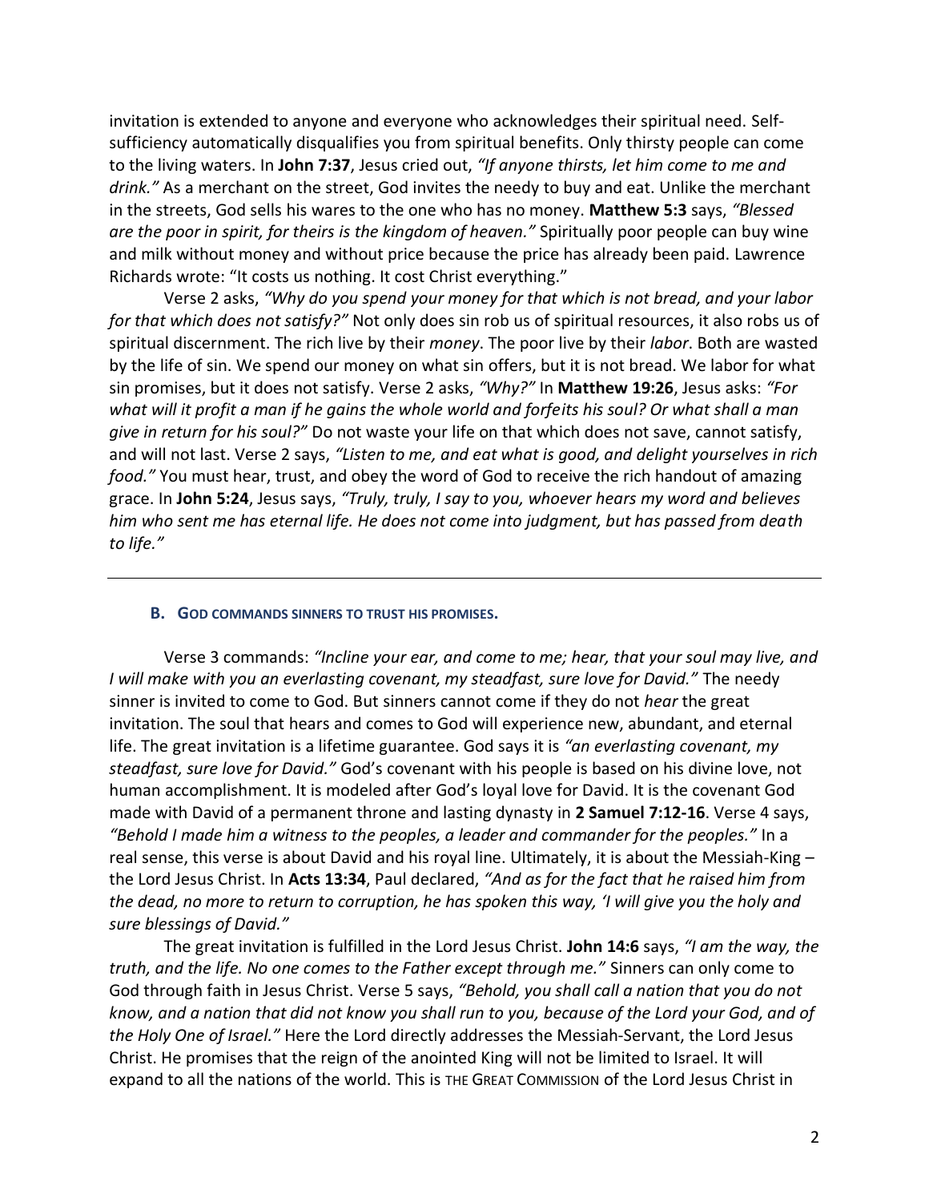invitation is extended to anyone and everyone who acknowledges their spiritual need. Self-sufficiency automatically disqualifies you from spiritual benefits. Only thirsty people can come to the living waters. In **John 7:37**, Jesus cried out, *"If anyone thirsts, let him come to me and drink."* As a merchant on the street, God invites the needy to buy and eat. Unlike the merchant in the streets, God sells his wares to the one who has no money. **Matthew 5:3** says, *"Blessed are the poor in spirit, for theirs is the kingdom of heaven."* Spiritually poor people can buy wine and milk without money and without price because the price has already been paid. Lawrence Richards wrote: "It costs us nothing. It cost Christ everything."

Verse 2 asks, *"Why do you spend your money for that which is not bread, and your labor for that which does not satisfy?"* Not only does sin rob us of spiritual resources, it also robs us of spiritual discernment. The rich live by their *money*. The poor live by their *labor*. Both are wasted by the life of sin. We spend our money on what sin offers, but it is not bread. We labor for what sin promises, but it does not satisfy. Verse 2 asks, *"Why?"* In **Matthew 19:26**, Jesus asks: *"For what will it profit a man if he gains the whole world and forfeits his soul? Or what shall a man give in return for his soul?"* Do not waste your life on that which does not save, cannot satisfy, and will not last. Verse 2 says, *"Listen to me, and eat what is good, and delight yourselves in rich food."* You must hear, trust, and obey the word of God to receive the rich handout of amazing grace. In **John 5:24**, Jesus says, *"Truly, truly, I say to you, whoever hears my word and believes him who sent me has eternal life. He does not come into judgment, but has passed from death to life."*

---

### B. GOD COMMANDS SINNERS TO TRUST HIS PROMISES.

Verse 3 commands: *"Incline your ear, and come to me; hear, that your soul may live, and I will make with you an everlasting covenant, my steadfast, sure love for David."* The needy sinner is invited to come to God. But sinners cannot come if they do not *hear* the great invitation. The soul that hears and comes to God will experience new, abundant, and eternal life. The great invitation is a lifetime guarantee. God says it is *"an everlasting covenant, my steadfast, sure love for David."* God's covenant with his people is based on his divine love, not human accomplishment. It is modeled after God's loyal love for David. It is the covenant God made with David of a permanent throne and lasting dynasty in **2 Samuel 7:12-16**. Verse 4 says, *"Behold I made him a witness to the peoples, a leader and commander for the peoples."* In a real sense, this verse is about David and his royal line. Ultimately, it is about the Messiah-King – the Lord Jesus Christ. In **Acts 13:34**, Paul declared, *"And as for the fact that he raised him from the dead, no more to return to corruption, he has spoken this way, 'I will give you the holy and sure blessings of David."*

The great invitation is fulfilled in the Lord Jesus Christ. **John 14:6** says, *"I am the way, the truth, and the life. No one comes to the Father except through me."* Sinners can only come to God through faith in Jesus Christ. Verse 5 says, *"Behold, you shall call a nation that you do not know, and a nation that did not know you shall run to you, because of the Lord your God, and of the Holy One of Israel."* Here the Lord directly addresses the Messiah-Servant, the Lord Jesus Christ. He promises that the reign of the anointed King will not be limited to Israel. It will expand to all the nations of the world. This is THE GREAT COMMISSION of the Lord Jesus Christ in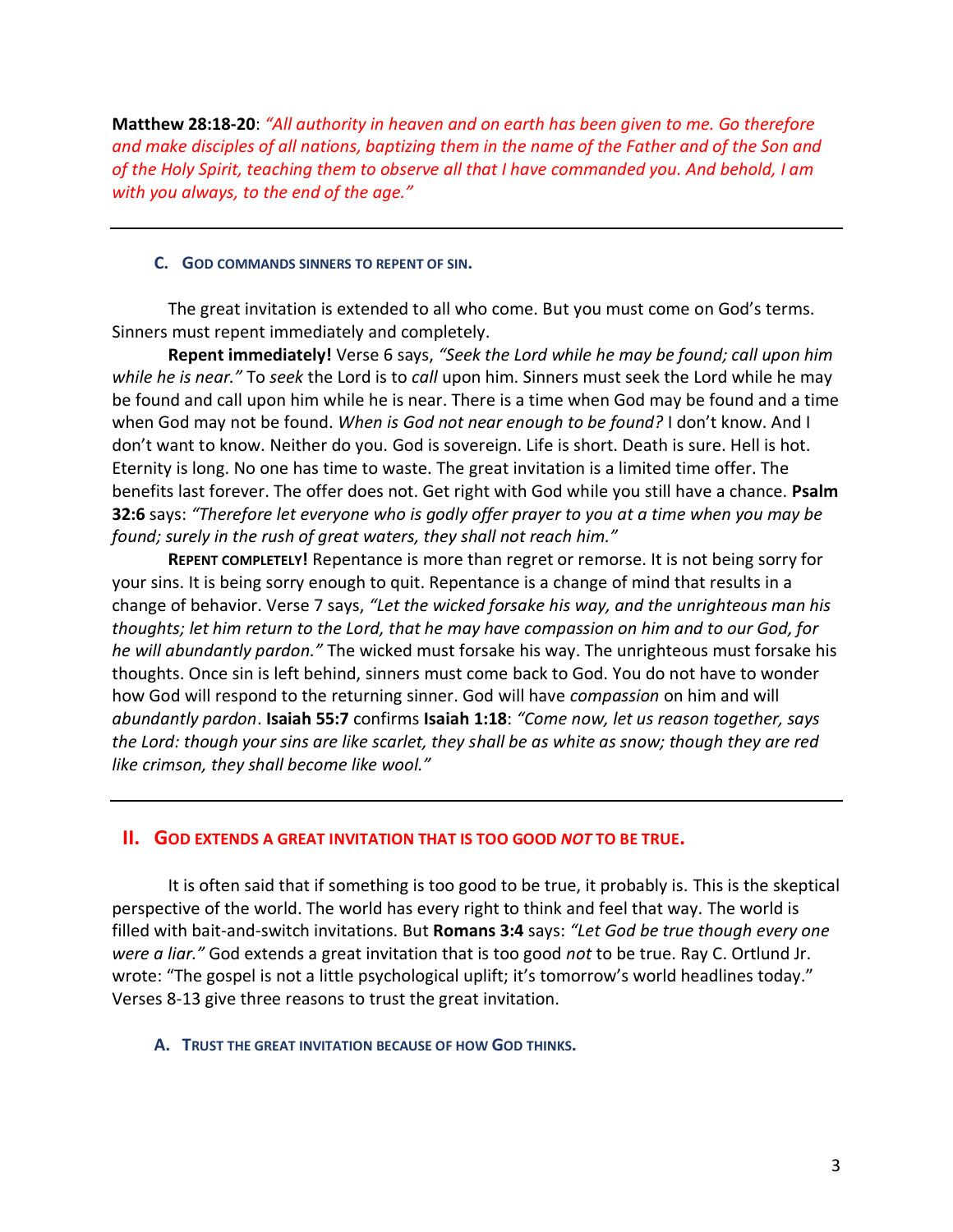**Matthew 28:18-20**: *"All authority in heaven and on earth has been given to me. Go therefore and make disciples of all nations, baptizing them in the name of the Father and of the Son and of the Holy Spirit, teaching them to observe all that I have commanded you. And behold, I am with you always, to the end of the age."*

---

### C. God commands sinners to repent of sin.

The great invitation is extended to all who come. But you must come on God's terms. Sinners must repent immediately and completely.

**Repent immediately!** Verse 6 says, *"Seek the Lord while he may be found; call upon him while he is near."* To *seek* the Lord is to *call* upon him. Sinners must seek the Lord while he may be found and call upon him while he is near. There is a time when God may be found and a time when God may not be found. *When is God not near enough to be found?* I don't know. And I don't want to know. Neither do you. God is sovereign. Life is short. Death is sure. Hell is hot. Eternity is long. No one has time to waste. The great invitation is a limited time offer. The benefits last forever. The offer does not. Get right with God while you still have a chance. **Psalm 32:6** says: *"Therefore let everyone who is godly offer prayer to you at a time when you may be found; surely in the rush of great waters, they shall not reach him."*

**Repent completely!** Repentance is more than regret or remorse. It is not being sorry for your sins. It is being sorry enough to quit. Repentance is a change of mind that results in a change of behavior. Verse 7 says, *"Let the wicked forsake his way, and the unrighteous man his thoughts; let him return to the Lord, that he may have compassion on him and to our God, for he will abundantly pardon."* The wicked must forsake his way. The unrighteous must forsake his thoughts. Once sin is left behind, sinners must come back to God. You do not have to wonder how God will respond to the returning sinner. God will have *compassion* on him and will *abundantly pardon*. **Isaiah 55:7** confirms **Isaiah 1:18**: *"Come now, let us reason together, says the Lord: though your sins are like scarlet, they shall be as white as snow; though they are red like crimson, they shall become like wool."*

---

## II. God extends a great invitation that is too good *not* to be true.

It is often said that if something is too good to be true, it probably is. This is the skeptical perspective of the world. The world has every right to think and feel that way. The world is filled with bait-and-switch invitations. But **Romans 3:4** says: *"Let God be true though every one were a liar."* God extends a great invitation that is too good *not* to be true. Ray C. Ortlund Jr. wrote: "The gospel is not a little psychological uplift; it's tomorrow's world headlines today." Verses 8-13 give three reasons to trust the great invitation.

### A. Trust the great invitation because of how God thinks.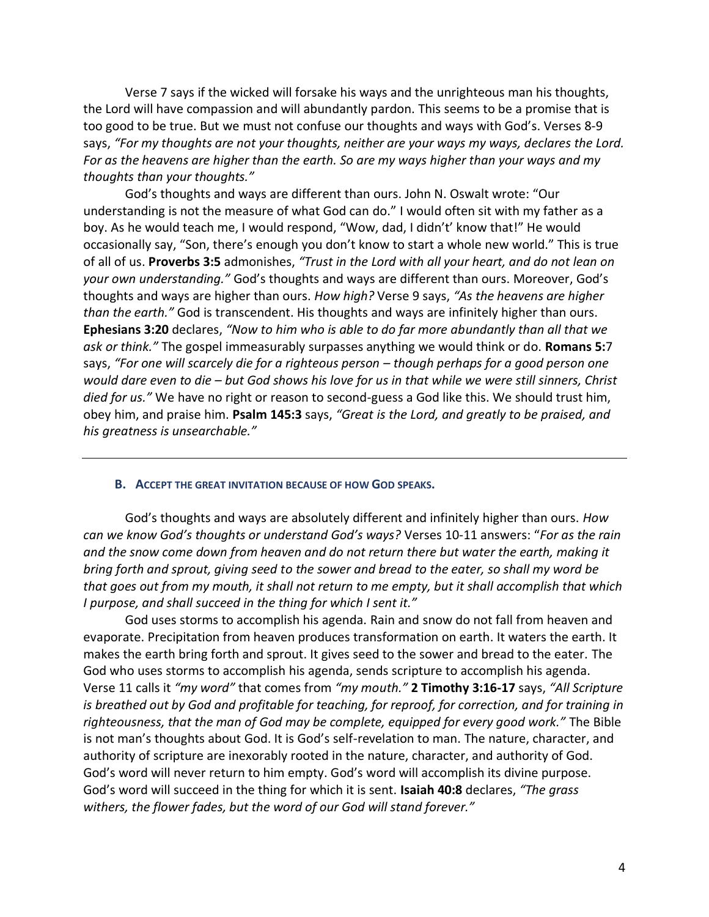Verse 7 says if the wicked will forsake his ways and the unrighteous man his thoughts, the Lord will have compassion and will abundantly pardon. This seems to be a promise that is too good to be true. But we must not confuse our thoughts and ways with God's. Verses 8-9 says, *"For my thoughts are not your thoughts, neither are your ways my ways, declares the Lord. For as the heavens are higher than the earth. So are my ways higher than your ways and my thoughts than your thoughts."*

God's thoughts and ways are different than ours. John N. Oswalt wrote: "Our understanding is not the measure of what God can do." I would often sit with my father as a boy. As he would teach me, I would respond, "Wow, dad, I didn't' know that!" He would occasionally say, "Son, there's enough you don't know to start a whole new world." This is true of all of us. **Proverbs 3:5** admonishes, *"Trust in the Lord with all your heart, and do not lean on your own understanding."* God's thoughts and ways are different than ours. Moreover, God's thoughts and ways are higher than ours. *How high?* Verse 9 says, *"As the heavens are higher than the earth."* God is transcendent. His thoughts and ways are infinitely higher than ours. **Ephesians 3:20** declares, *"Now to him who is able to do far more abundantly than all that we ask or think."* The gospel immeasurably surpasses anything we would think or do. **Romans 5:**7 says, *"For one will scarcely die for a righteous person – though perhaps for a good person one would dare even to die – but God shows his love for us in that while we were still sinners, Christ died for us."* We have no right or reason to second-guess a God like this. We should trust him, obey him, and praise him. **Psalm 145:3** says, *"Great is the Lord, and greatly to be praised, and his greatness is unsearchable."*

---

### B. Accept the Great Invitation Because of How God Speaks.

God's thoughts and ways are absolutely different and infinitely higher than ours. *How can we know God's thoughts or understand God's ways?* Verses 10-11 answers: "*For as the rain and the snow come down from heaven and do not return there but water the earth, making it bring forth and sprout, giving seed to the sower and bread to the eater, so shall my word be that goes out from my mouth, it shall not return to me empty, but it shall accomplish that which I purpose, and shall succeed in the thing for which I sent it."*

God uses storms to accomplish his agenda. Rain and snow do not fall from heaven and evaporate. Precipitation from heaven produces transformation on earth. It waters the earth. It makes the earth bring forth and sprout. It gives seed to the sower and bread to the eater. The God who uses storms to accomplish his agenda, sends scripture to accomplish his agenda. Verse 11 calls it *"my word"* that comes from *"my mouth."* **2 Timothy 3:16-17** says, *"All Scripture is breathed out by God and profitable for teaching, for reproof, for correction, and for training in righteousness, that the man of God may be complete, equipped for every good work."* The Bible is not man's thoughts about God. It is God's self-revelation to man. The nature, character, and authority of scripture are inexorably rooted in the nature, character, and authority of God. God's word will never return to him empty. God's word will accomplish its divine purpose. God's word will succeed in the thing for which it is sent. **Isaiah 40:8** declares, *"The grass withers, the flower fades, but the word of our God will stand forever."*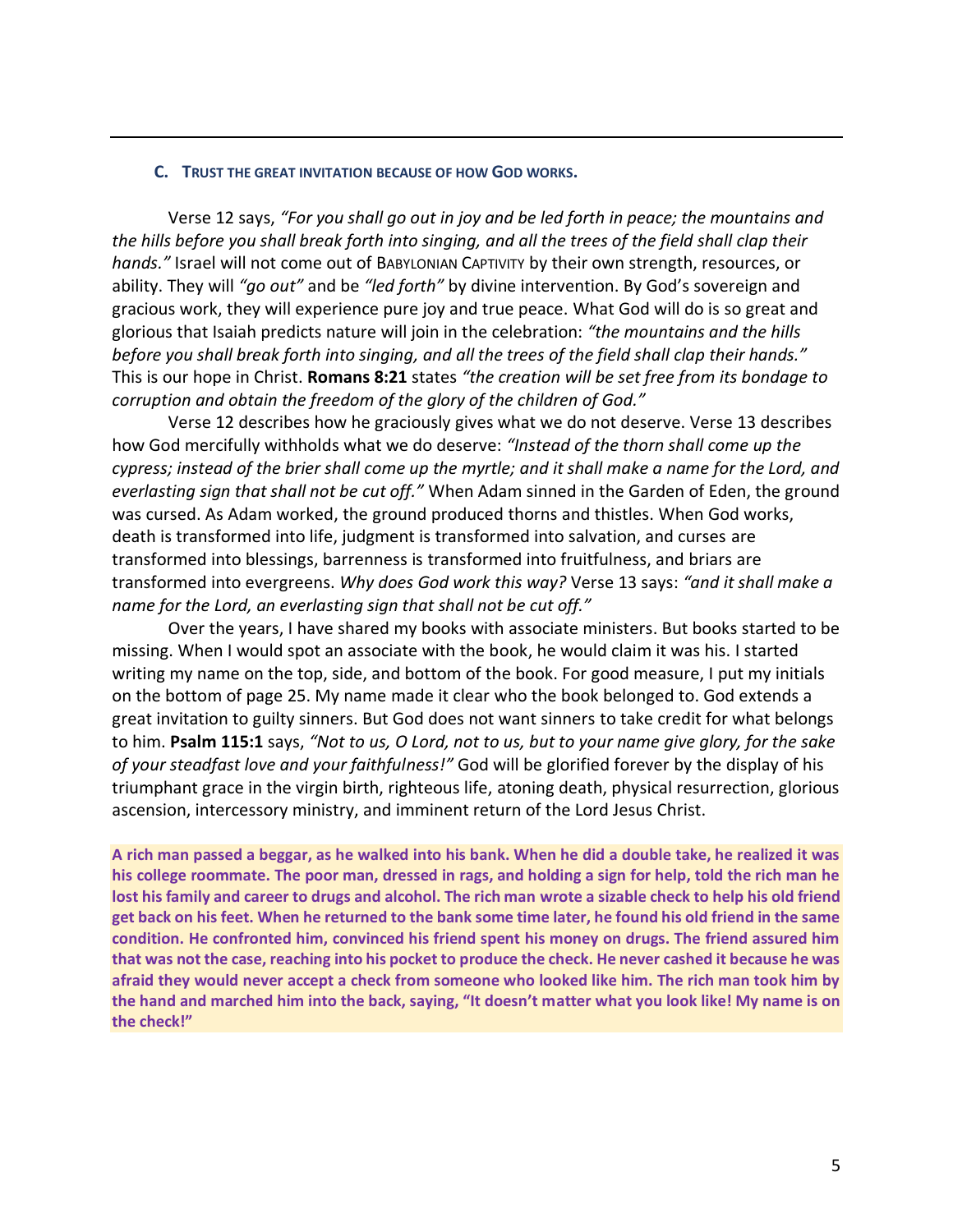### C. Trust the Great Invitation Because of How God Works.

Verse 12 says, *"For you shall go out in joy and be led forth in peace; the mountains and the hills before you shall break forth into singing, and all the trees of the field shall clap their hands."* Israel will not come out of Babylonian Captivity by their own strength, resources, or ability. They will *"go out"* and be *"led forth"* by divine intervention. By God's sovereign and gracious work, they will experience pure joy and true peace. What God will do is so great and glorious that Isaiah predicts nature will join in the celebration: *"the mountains and the hills before you shall break forth into singing, and all the trees of the field shall clap their hands."* This is our hope in Christ. **Romans 8:21** states *"the creation will be set free from its bondage to corruption and obtain the freedom of the glory of the children of God."*

Verse 12 describes how he graciously gives what we do not deserve. Verse 13 describes how God mercifully withholds what we do deserve: *"Instead of the thorn shall come up the cypress; instead of the brier shall come up the myrtle; and it shall make a name for the Lord, and everlasting sign that shall not be cut off."* When Adam sinned in the Garden of Eden, the ground was cursed. As Adam worked, the ground produced thorns and thistles. When God works, death is transformed into life, judgment is transformed into salvation, and curses are transformed into blessings, barrenness is transformed into fruitfulness, and briars are transformed into evergreens. *Why does God work this way?* Verse 13 says: *"and it shall make a name for the Lord, an everlasting sign that shall not be cut off."*

Over the years, I have shared my books with associate ministers. But books started to be missing. When I would spot an associate with the book, he would claim it was his. I started writing my name on the top, side, and bottom of the book. For good measure, I put my initials on the bottom of page 25. My name made it clear who the book belonged to. God extends a great invitation to guilty sinners. But God does not want sinners to take credit for what belongs to him. **Psalm 115:1** says, *"Not to us, O Lord, not to us, but to your name give glory, for the sake of your steadfast love and your faithfulness!"* God will be glorified forever by the display of his triumphant grace in the virgin birth, righteous life, atoning death, physical resurrection, glorious ascension, intercessory ministry, and imminent return of the Lord Jesus Christ.

**A rich man passed a beggar, as he walked into his bank. When he did a double take, he realized it was his college roommate. The poor man, dressed in rags, and holding a sign for help, told the rich man he lost his family and career to drugs and alcohol. The rich man wrote a sizable check to help his old friend get back on his feet. When he returned to the bank some time later, he found his old friend in the same condition. He confronted him, convinced his friend spent his money on drugs. The friend assured him that was not the case, reaching into his pocket to produce the check. He never cashed it because he was afraid they would never accept a check from someone who looked like him. The rich man took him by the hand and marched him into the back, saying, "It doesn't matter what you look like! My name is on the check!"**